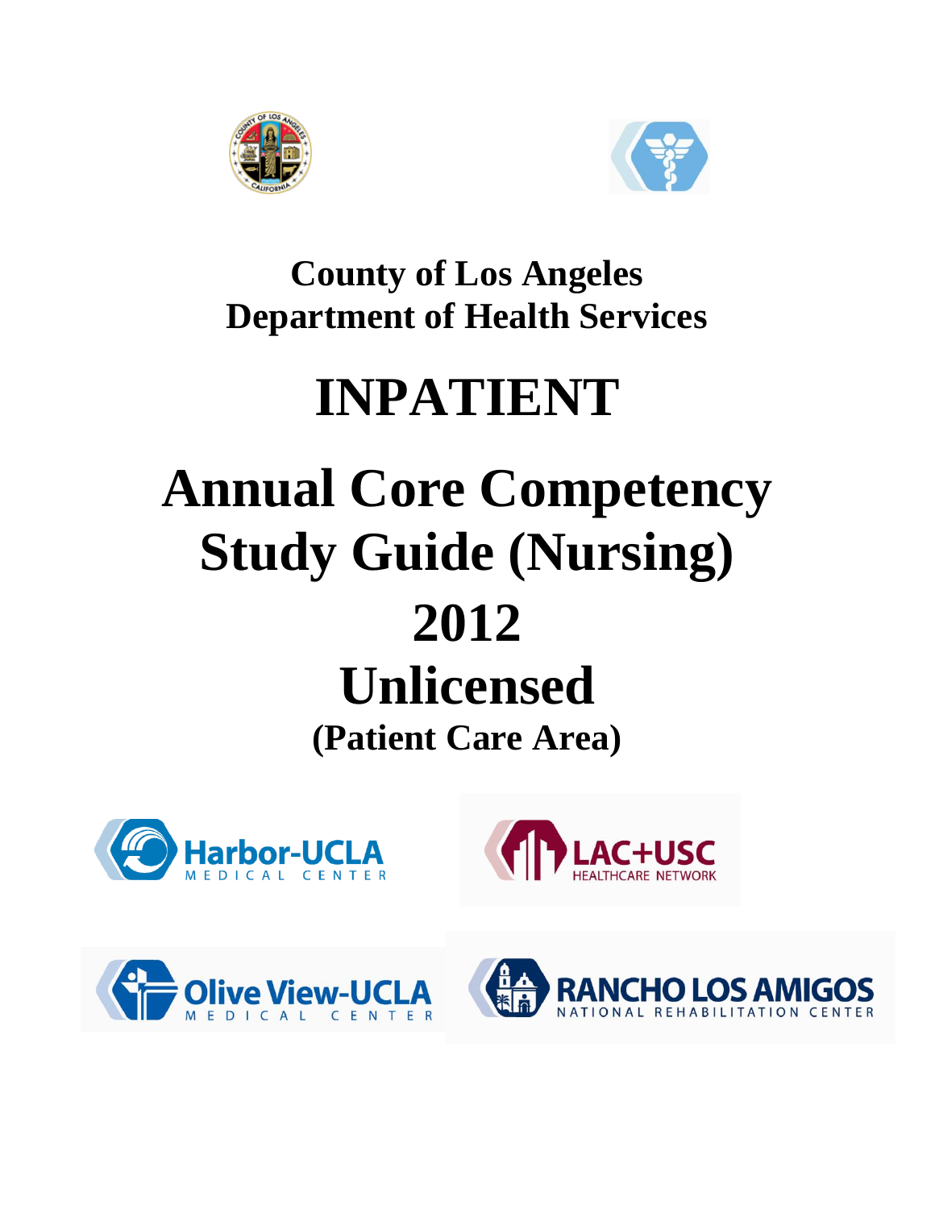# County of Los Angeles Department of Health Services

# INPATIENT

# Annual Core Competency Study Guide (Nursing)

# 2012

# Unlicensed

## (Patient Care Area)

Harbor-UCLA MEDICAL CENTER

LAC+USC HEALTHCARE NETWORK

Olive View-UCLA MEDICAL CENTER

RANCHO LOS AMIGOS NATIONAL REHABILITATION CENTER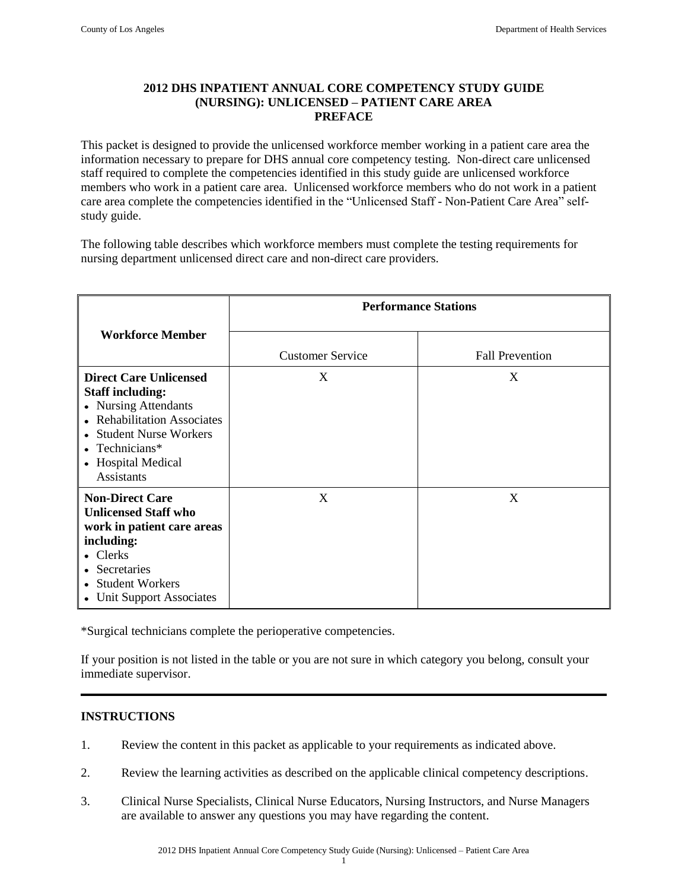## 2012 DHS INPATIENT ANNUAL CORE COMPETENCY STUDY GUIDE (NURSING): UNLICENSED – PATIENT CARE AREA PREFACE

This packet is designed to provide the unlicensed workforce member working in a patient care area the information necessary to prepare for DHS annual core competency testing. Non-direct care unlicensed staff required to complete the competencies identified in this study guide are unlicensed workforce members who work in a patient care area. Unlicensed workforce members who do not work in a patient care area complete the competencies identified in the "Unlicensed Staff - Non-Patient Care Area" self-study guide.

The following table describes which workforce members must complete the testing requirements for nursing department unlicensed direct care and non-direct care providers.

| Workforce Member | Performance Stations | |
|---|---|---|
| | Customer Service | Fall Prevention |
| **Direct Care Unlicensed Staff including:**<br>• Nursing Attendants<br>• Rehabilitation Associates<br>• Student Nurse Workers<br>• Technicians*<br>• Hospital Medical Assistants | X | X |
| **Non-Direct Care Unlicensed Staff who work in patient care areas including:**<br>• Clerks<br>• Secretaries<br>• Student Workers<br>• Unit Support Associates | X | X |

*Surgical technicians complete the perioperative competencies.

If your position is not listed in the table or you are not sure in which category you belong, consult your immediate supervisor.

---

### INSTRUCTIONS

1. Review the content in this packet as applicable to your requirements as indicated above.
2. Review the learning activities as described on the applicable clinical competency descriptions.
3. Clinical Nurse Specialists, Clinical Nurse Educators, Nursing Instructors, and Nurse Managers are available to answer any questions you may have regarding the content.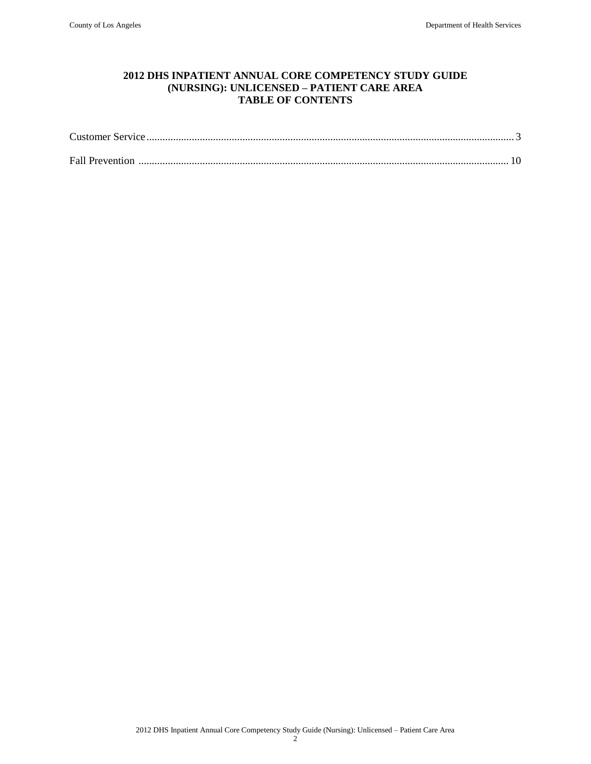# 2012 DHS INPATIENT ANNUAL CORE COMPETENCY STUDY GUIDE (NURSING): UNLICENSED – PATIENT CARE AREA TABLE OF CONTENTS

Customer Service ........................................................................................................................................ 3

Fall Prevention .......................................................................................................................................... 10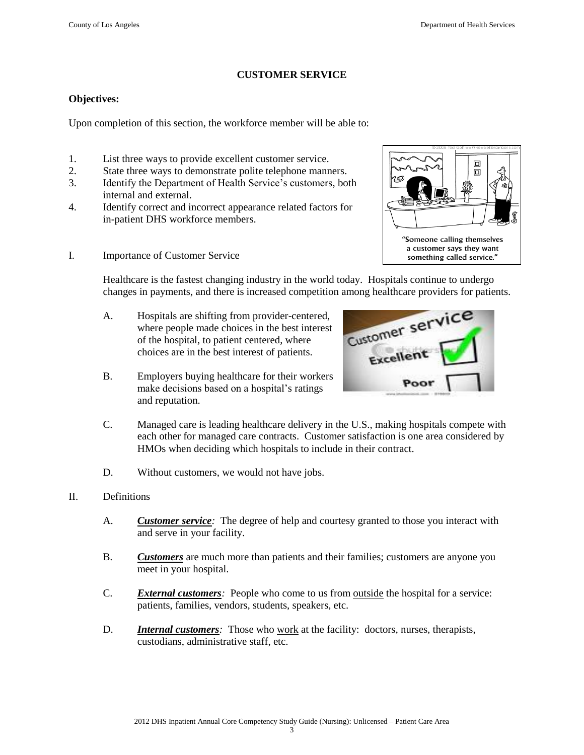## CUSTOMER SERVICE

**Objectives:**

Upon completion of this section, the workforce member will be able to:

1. List three ways to provide excellent customer service.
2. State three ways to demonstrate polite telephone manners.
3. Identify the Department of Health Service's customers, both internal and external.
4. Identify correct and incorrect appearance related factors for in-patient DHS workforce members.

I. Importance of Customer Service

Healthcare is the fastest changing industry in the world today. Hospitals continue to undergo changes in payments, and there is increased competition among healthcare providers for patients.

A. Hospitals are shifting from provider-centered, where people made choices in the best interest of the hospital, to patient centered, where choices are in the best interest of patients.

B. Employers buying healthcare for their workers make decisions based on a hospital's ratings and reputation.

C. Managed care is leading healthcare delivery in the U.S., making hospitals compete with each other for managed care contracts. Customer satisfaction is one area considered by HMOs when deciding which hospitals to include in their contract.

D. Without customers, we would not have jobs.

II. Definitions

A. ***Customer service****:* The degree of help and courtesy granted to those you interact with and serve in your facility.

B. ***Customers*** are much more than patients and their families; customers are anyone you meet in your hospital.

C. ***External customers****:* People who come to us from outside the hospital for a service: patients, families, vendors, students, speakers, etc.

D. ***Internal customers****:* Those who work at the facility: doctors, nurses, therapists, custodians, administrative staff, etc.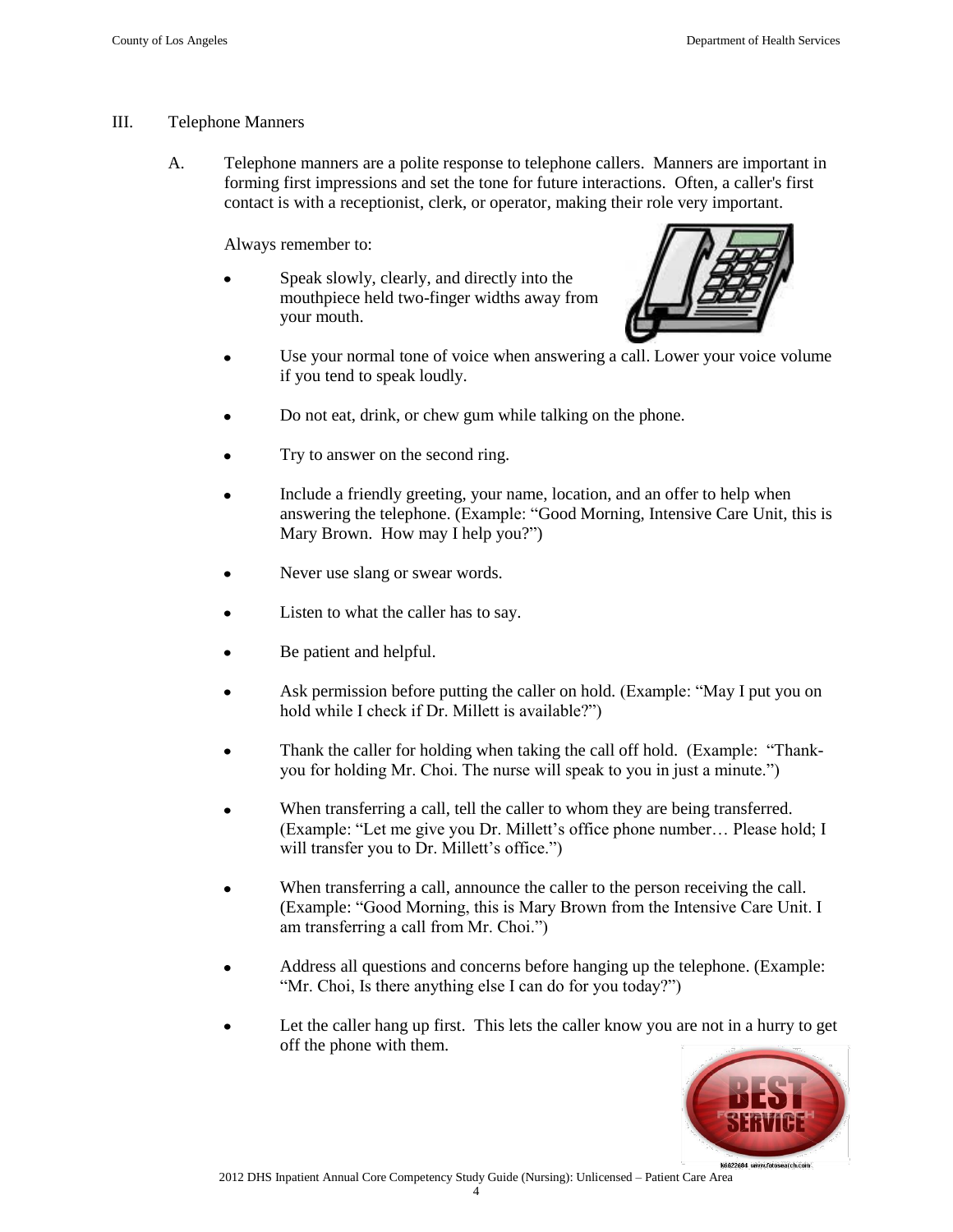## III. Telephone Manners

A. Telephone manners are a polite response to telephone callers. Manners are important in forming first impressions and set the tone for future interactions. Often, a caller's first contact is with a receptionist, clerk, or operator, making their role very important.

Always remember to:

- Speak slowly, clearly, and directly into the mouthpiece held two-finger widths away from your mouth.
- Use your normal tone of voice when answering a call. Lower your voice volume if you tend to speak loudly.
- Do not eat, drink, or chew gum while talking on the phone.
- Try to answer on the second ring.
- Include a friendly greeting, your name, location, and an offer to help when answering the telephone. (Example: "Good Morning, Intensive Care Unit, this is Mary Brown. How may I help you?")
- Never use slang or swear words.
- Listen to what the caller has to say.
- Be patient and helpful.
- Ask permission before putting the caller on hold. (Example: "May I put you on hold while I check if Dr. Millett is available?")
- Thank the caller for holding when taking the call off hold. (Example: "Thank-you for holding Mr. Choi. The nurse will speak to you in just a minute.")
- When transferring a call, tell the caller to whom they are being transferred. (Example: "Let me give you Dr. Millett's office phone number… Please hold; I will transfer you to Dr. Millett's office.")
- When transferring a call, announce the caller to the person receiving the call. (Example: "Good Morning, this is Mary Brown from the Intensive Care Unit. I am transferring a call from Mr. Choi.")
- Address all questions and concerns before hanging up the telephone. (Example: "Mr. Choi, Is there anything else I can do for you today?")
- Let the caller hang up first. This lets the caller know you are not in a hurry to get off the phone with them.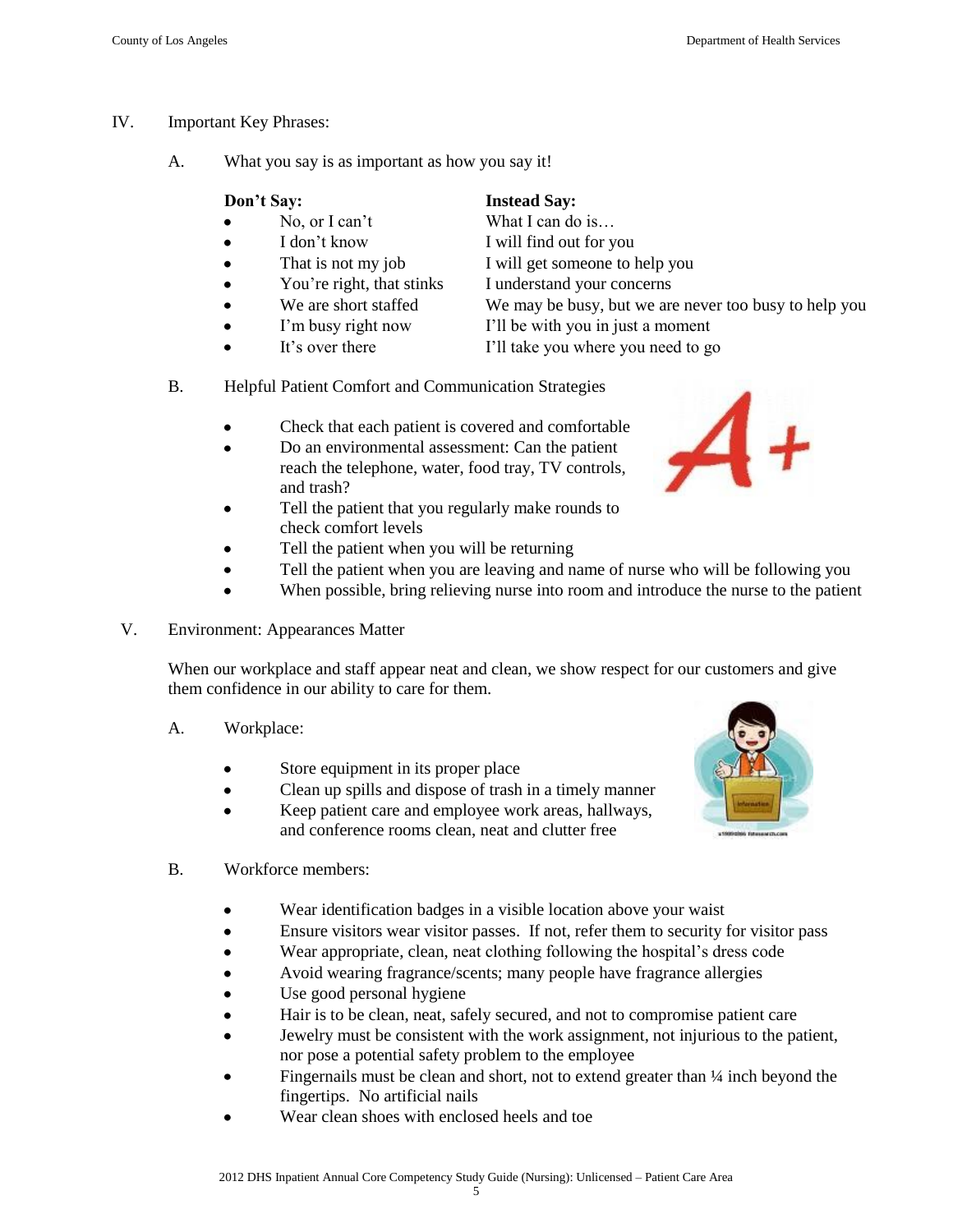IV. Important Key Phrases:

A. What you say is as important as how you say it!

| Don't Say: | Instead Say: |
| --- | --- |
| • No, or I can't | What I can do is… |
| • I don't know | I will find out for you |
| • That is not my job | I will get someone to help you |
| • You're right, that stinks | I understand your concerns |
| • We are short staffed | We may be busy, but we are never too busy to help you |
| • I'm busy right now | I'll be with you in just a moment |
| • It's over there | I'll take you where you need to go |

B. Helpful Patient Comfort and Communication Strategies

- Check that each patient is covered and comfortable
- Do an environmental assessment: Can the patient reach the telephone, water, food tray, TV controls, and trash?
- Tell the patient that you regularly make rounds to check comfort levels
- Tell the patient when you will be returning
- Tell the patient when you are leaving and name of nurse who will be following you
- When possible, bring relieving nurse into room and introduce the nurse to the patient

V. Environment: Appearances Matter

When our workplace and staff appear neat and clean, we show respect for our customers and give them confidence in our ability to care for them.

A. Workplace:

- Store equipment in its proper place
- Clean up spills and dispose of trash in a timely manner
- Keep patient care and employee work areas, hallways, and conference rooms clean, neat and clutter free

B. Workforce members:

- Wear identification badges in a visible location above your waist
- Ensure visitors wear visitor passes. If not, refer them to security for visitor pass
- Wear appropriate, clean, neat clothing following the hospital's dress code
- Avoid wearing fragrance/scents; many people have fragrance allergies
- Use good personal hygiene
- Hair is to be clean, neat, safely secured, and not to compromise patient care
- Jewelry must be consistent with the work assignment, not injurious to the patient, nor pose a potential safety problem to the employee
- Fingernails must be clean and short, not to extend greater than ¼ inch beyond the fingertips. No artificial nails
- Wear clean shoes with enclosed heels and toe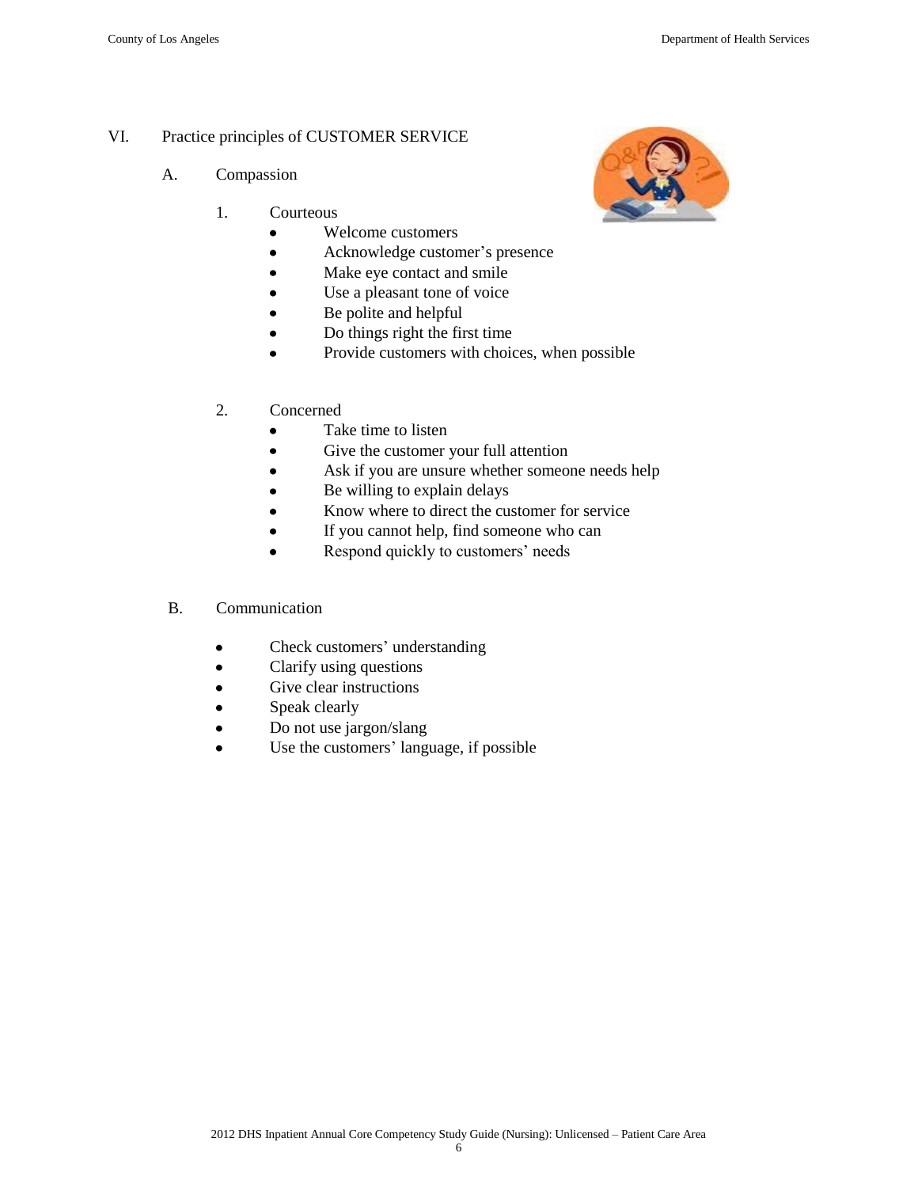VI. Practice principles of CUSTOMER SERVICE

A. Compassion

1. Courteous
   - Welcome customers
   - Acknowledge customer's presence
   - Make eye contact and smile
   - Use a pleasant tone of voice
   - Be polite and helpful
   - Do things right the first time
   - Provide customers with choices, when possible

2. Concerned
   - Take time to listen
   - Give the customer your full attention
   - Ask if you are unsure whether someone needs help
   - Be willing to explain delays
   - Know where to direct the customer for service
   - If you cannot help, find someone who can
   - Respond quickly to customers' needs

B. Communication

- Check customers' understanding
- Clarify using questions
- Give clear instructions
- Speak clearly
- Do not use jargon/slang
- Use the customers' language, if possible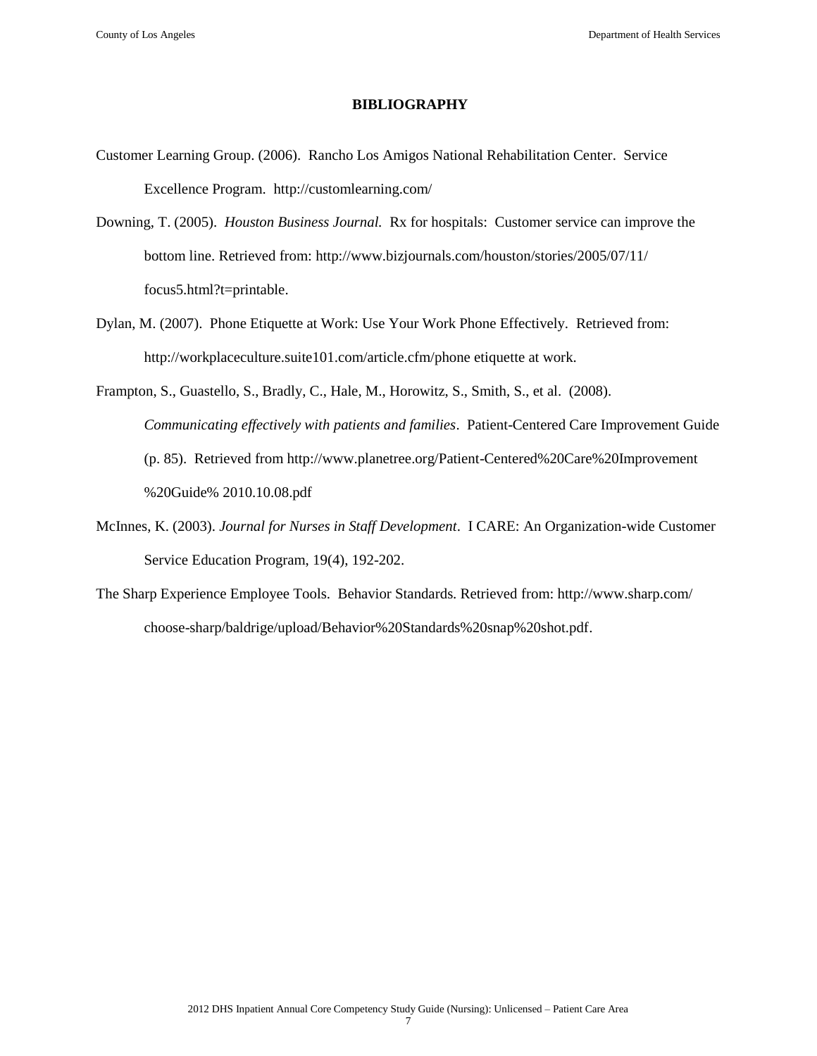## BIBLIOGRAPHY

Customer Learning Group. (2006). Rancho Los Amigos National Rehabilitation Center. Service Excellence Program. http://customlearning.com/

Downing, T. (2005). *Houston Business Journal.* Rx for hospitals: Customer service can improve the bottom line. Retrieved from: http://www.bizjournals.com/houston/stories/2005/07/11/focus5.html?t=printable.

Dylan, M. (2007). Phone Etiquette at Work: Use Your Work Phone Effectively. Retrieved from: http://workplaceculture.suite101.com/article.cfm/phone etiquette at work.

Frampton, S., Guastello, S., Bradly, C., Hale, M., Horowitz, S., Smith, S., et al. (2008). *Communicating effectively with patients and families*. Patient-Centered Care Improvement Guide (p. 85). Retrieved from http://www.planetree.org/Patient-Centered%20Care%20Improvement%20Guide% 2010.10.08.pdf

McInnes, K. (2003). *Journal for Nurses in Staff Development*. I CARE: An Organization-wide Customer Service Education Program, 19(4), 192-202.

The Sharp Experience Employee Tools. Behavior Standards. Retrieved from: http://www.sharp.com/choose-sharp/baldrige/upload/Behavior%20Standards%20snap%20shot.pdf.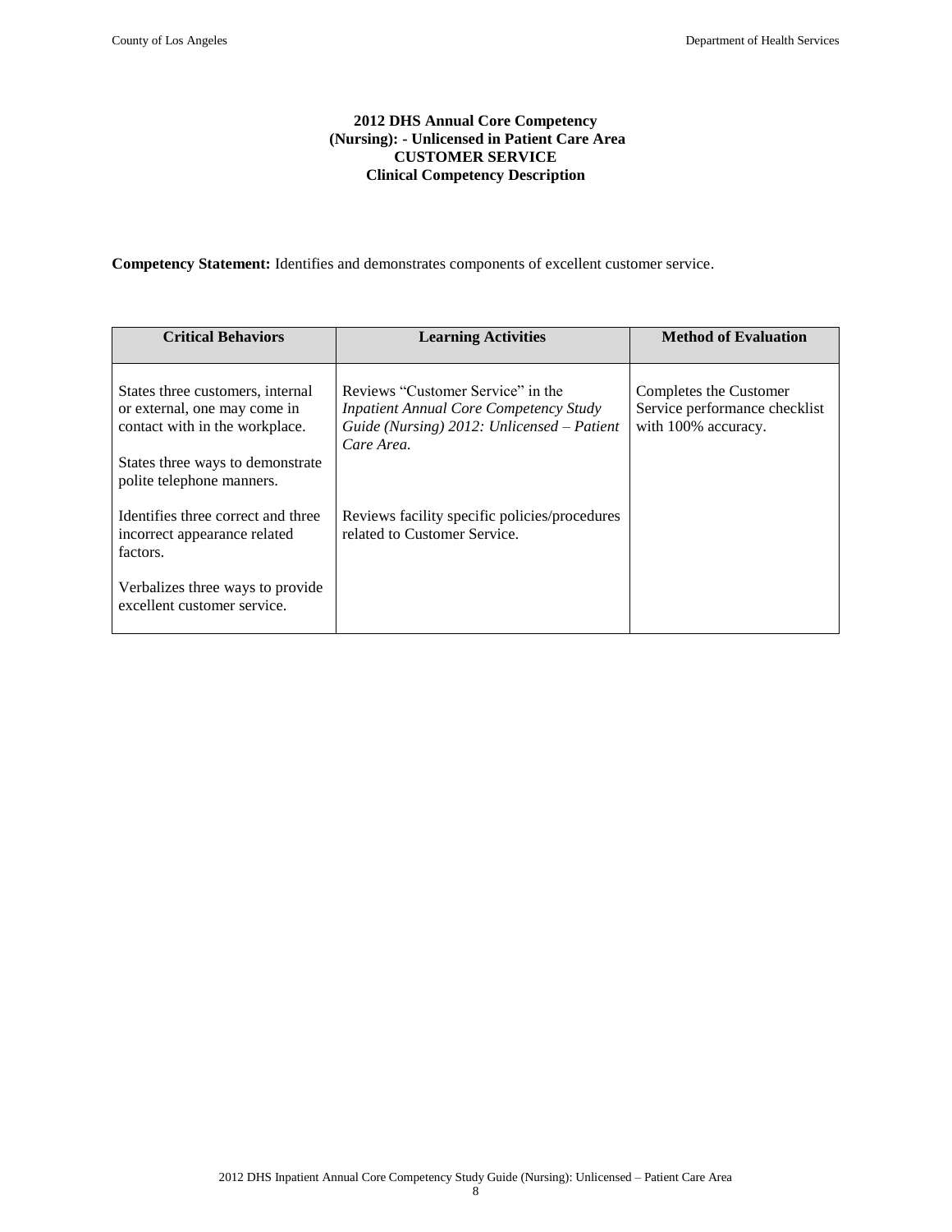**2012 DHS Annual Core Competency**
**(Nursing): - Unlicensed in Patient Care Area**
**CUSTOMER SERVICE**
**Clinical Competency Description**

**Competency Statement:** Identifies and demonstrates components of excellent customer service.

| Critical Behaviors | Learning Activities | Method of Evaluation |
|---|---|---|
| States three customers, internal or external, one may come in contact with in the workplace.<br><br>States three ways to demonstrate polite telephone manners.<br><br>Identifies three correct and three incorrect appearance related factors.<br><br>Verbalizes three ways to provide excellent customer service. | Reviews "Customer Service" in the *Inpatient Annual Core Competency Study Guide (Nursing) 2012: Unlicensed – Patient Care Area.*<br><br>Reviews facility specific policies/procedures related to Customer Service. | Completes the Customer Service performance checklist with 100% accuracy. |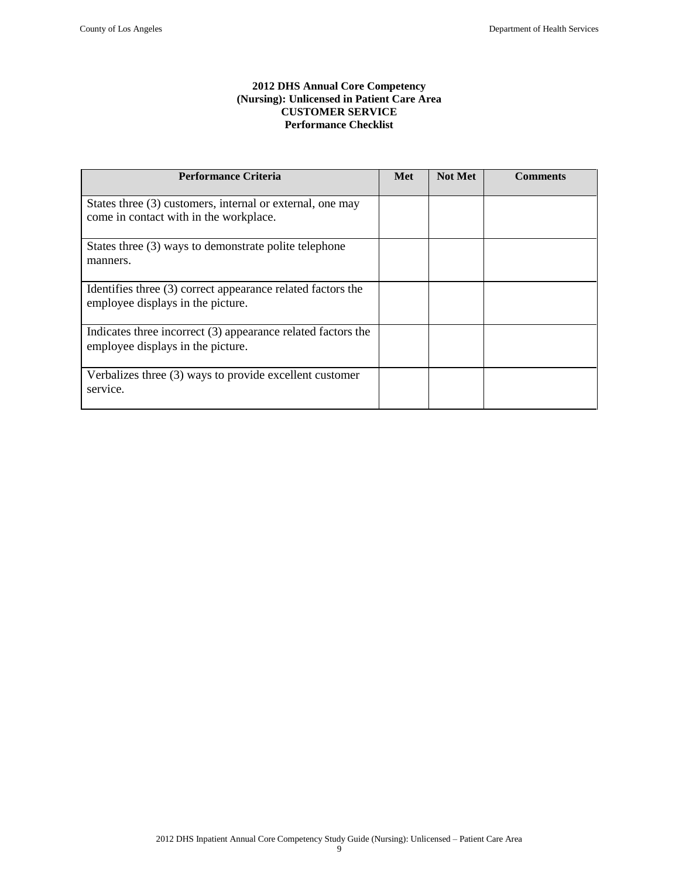**2012 DHS Annual Core Competency**
**(Nursing): Unlicensed in Patient Care Area**
**CUSTOMER SERVICE**
**Performance Checklist**

| Performance Criteria | Met | Not Met | Comments |
|---|---|---|---|
| States three (3) customers, internal or external, one may come in contact with in the workplace. | | | |
| States three (3) ways to demonstrate polite telephone manners. | | | |
| Identifies three (3) correct appearance related factors the employee displays in the picture. | | | |
| Indicates three incorrect (3) appearance related factors the employee displays in the picture. | | | |
| Verbalizes three (3) ways to provide excellent customer service. | | | |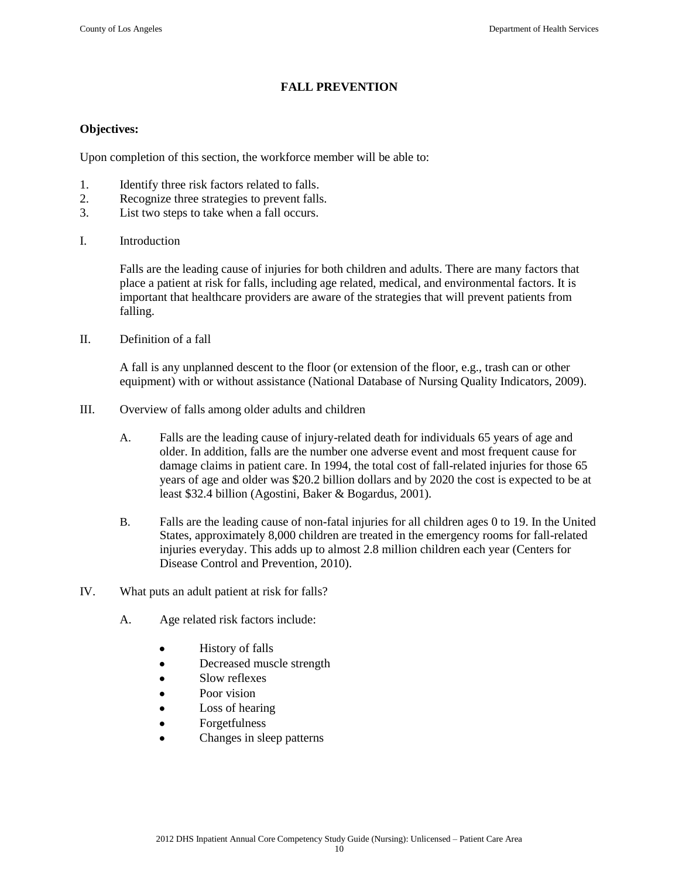# FALL PREVENTION

**Objectives:**

Upon completion of this section, the workforce member will be able to:

1. Identify three risk factors related to falls.
2. Recognize three strategies to prevent falls.
3. List two steps to take when a fall occurs.

I. Introduction

Falls are the leading cause of injuries for both children and adults. There are many factors that place a patient at risk for falls, including age related, medical, and environmental factors. It is important that healthcare providers are aware of the strategies that will prevent patients from falling.

II. Definition of a fall

A fall is any unplanned descent to the floor (or extension of the floor, e.g., trash can or other equipment) with or without assistance (National Database of Nursing Quality Indicators, 2009).

III. Overview of falls among older adults and children

A. Falls are the leading cause of injury-related death for individuals 65 years of age and older. In addition, falls are the number one adverse event and most frequent cause for damage claims in patient care. In 1994, the total cost of fall-related injuries for those 65 years of age and older was $20.2 billion dollars and by 2020 the cost is expected to be at least $32.4 billion (Agostini, Baker & Bogardus, 2001).

B. Falls are the leading cause of non-fatal injuries for all children ages 0 to 19. In the United States, approximately 8,000 children are treated in the emergency rooms for fall-related injuries everyday. This adds up to almost 2.8 million children each year (Centers for Disease Control and Prevention, 2010).

IV. What puts an adult patient at risk for falls?

A. Age related risk factors include:

- History of falls
- Decreased muscle strength
- Slow reflexes
- Poor vision
- Loss of hearing
- Forgetfulness
- Changes in sleep patterns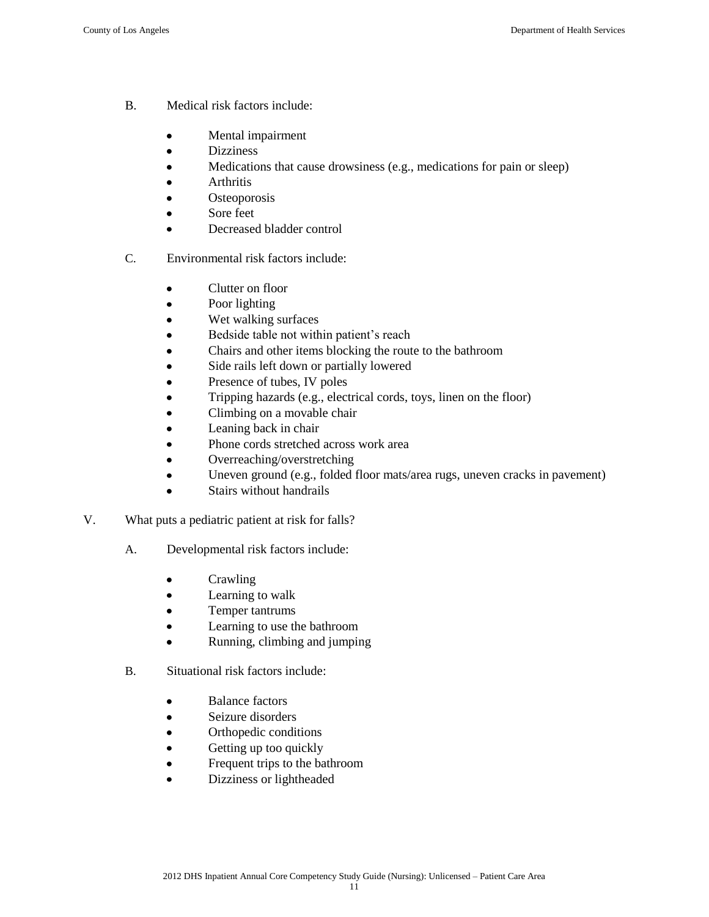B. Medical risk factors include:

- Mental impairment
- Dizziness
- Medications that cause drowsiness (e.g., medications for pain or sleep)
- Arthritis
- Osteoporosis
- Sore feet
- Decreased bladder control

C. Environmental risk factors include:

- Clutter on floor
- Poor lighting
- Wet walking surfaces
- Bedside table not within patient's reach
- Chairs and other items blocking the route to the bathroom
- Side rails left down or partially lowered
- Presence of tubes, IV poles
- Tripping hazards (e.g., electrical cords, toys, linen on the floor)
- Climbing on a movable chair
- Leaning back in chair
- Phone cords stretched across work area
- Overreaching/overstretching
- Uneven ground (e.g., folded floor mats/area rugs, uneven cracks in pavement)
- Stairs without handrails

V. What puts a pediatric patient at risk for falls?

A. Developmental risk factors include:

- Crawling
- Learning to walk
- Temper tantrums
- Learning to use the bathroom
- Running, climbing and jumping

B. Situational risk factors include:

- Balance factors
- Seizure disorders
- Orthopedic conditions
- Getting up too quickly
- Frequent trips to the bathroom
- Dizziness or lightheaded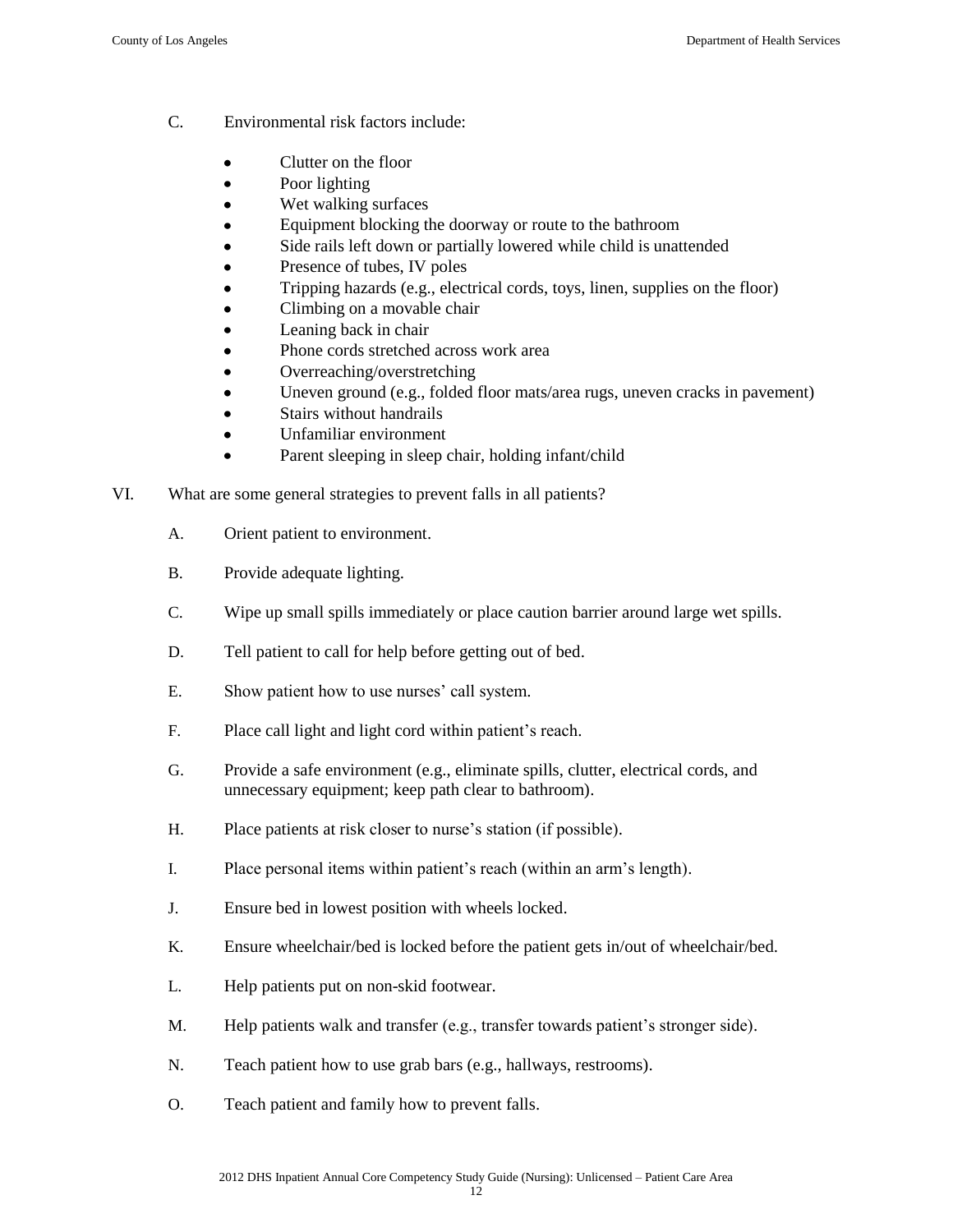C. Environmental risk factors include:

- Clutter on the floor
- Poor lighting
- Wet walking surfaces
- Equipment blocking the doorway or route to the bathroom
- Side rails left down or partially lowered while child is unattended
- Presence of tubes, IV poles
- Tripping hazards (e.g., electrical cords, toys, linen, supplies on the floor)
- Climbing on a movable chair
- Leaning back in chair
- Phone cords stretched across work area
- Overreaching/overstretching
- Uneven ground (e.g., folded floor mats/area rugs, uneven cracks in pavement)
- Stairs without handrails
- Unfamiliar environment
- Parent sleeping in sleep chair, holding infant/child

VI. What are some general strategies to prevent falls in all patients?

A. Orient patient to environment.

B. Provide adequate lighting.

C. Wipe up small spills immediately or place caution barrier around large wet spills.

D. Tell patient to call for help before getting out of bed.

E. Show patient how to use nurses' call system.

F. Place call light and light cord within patient's reach.

G. Provide a safe environment (e.g., eliminate spills, clutter, electrical cords, and unnecessary equipment; keep path clear to bathroom).

H. Place patients at risk closer to nurse's station (if possible).

I. Place personal items within patient's reach (within an arm's length).

J. Ensure bed in lowest position with wheels locked.

K. Ensure wheelchair/bed is locked before the patient gets in/out of wheelchair/bed.

L. Help patients put on non-skid footwear.

M. Help patients walk and transfer (e.g., transfer towards patient's stronger side).

N. Teach patient how to use grab bars (e.g., hallways, restrooms).

O. Teach patient and family how to prevent falls.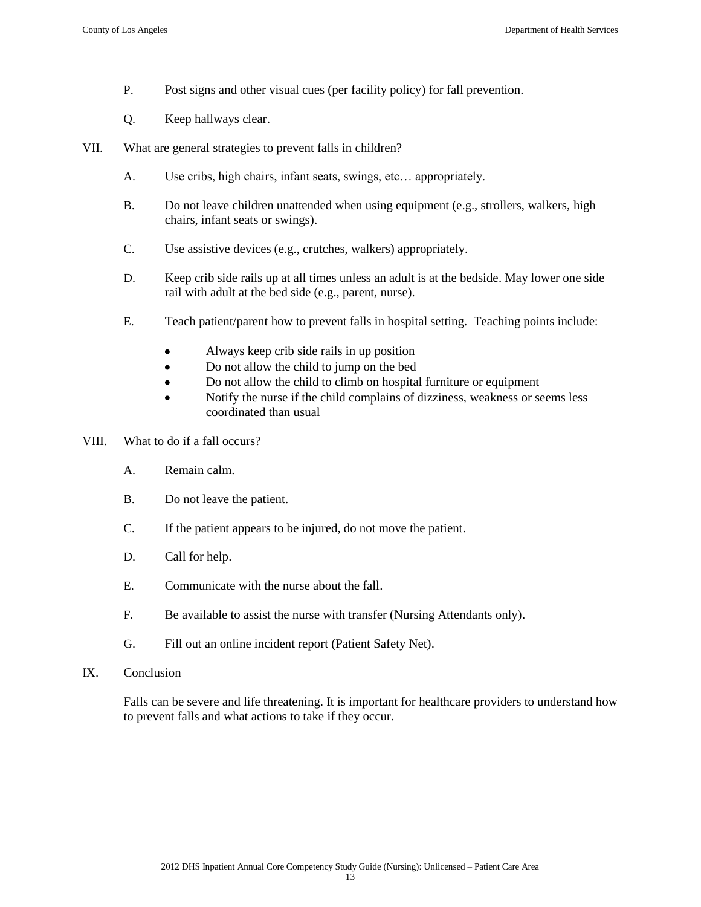P. Post signs and other visual cues (per facility policy) for fall prevention.

Q. Keep hallways clear.

VII. What are general strategies to prevent falls in children?

A. Use cribs, high chairs, infant seats, swings, etc… appropriately.

B. Do not leave children unattended when using equipment (e.g., strollers, walkers, high chairs, infant seats or swings).

C. Use assistive devices (e.g., crutches, walkers) appropriately.

D. Keep crib side rails up at all times unless an adult is at the bedside. May lower one side rail with adult at the bed side (e.g., parent, nurse).

E. Teach patient/parent how to prevent falls in hospital setting. Teaching points include:

- Always keep crib side rails in up position
- Do not allow the child to jump on the bed
- Do not allow the child to climb on hospital furniture or equipment
- Notify the nurse if the child complains of dizziness, weakness or seems less coordinated than usual

VIII. What to do if a fall occurs?

A. Remain calm.

B. Do not leave the patient.

C. If the patient appears to be injured, do not move the patient.

D. Call for help.

E. Communicate with the nurse about the fall.

F. Be available to assist the nurse with transfer (Nursing Attendants only).

G. Fill out an online incident report (Patient Safety Net).

IX. Conclusion

Falls can be severe and life threatening. It is important for healthcare providers to understand how to prevent falls and what actions to take if they occur.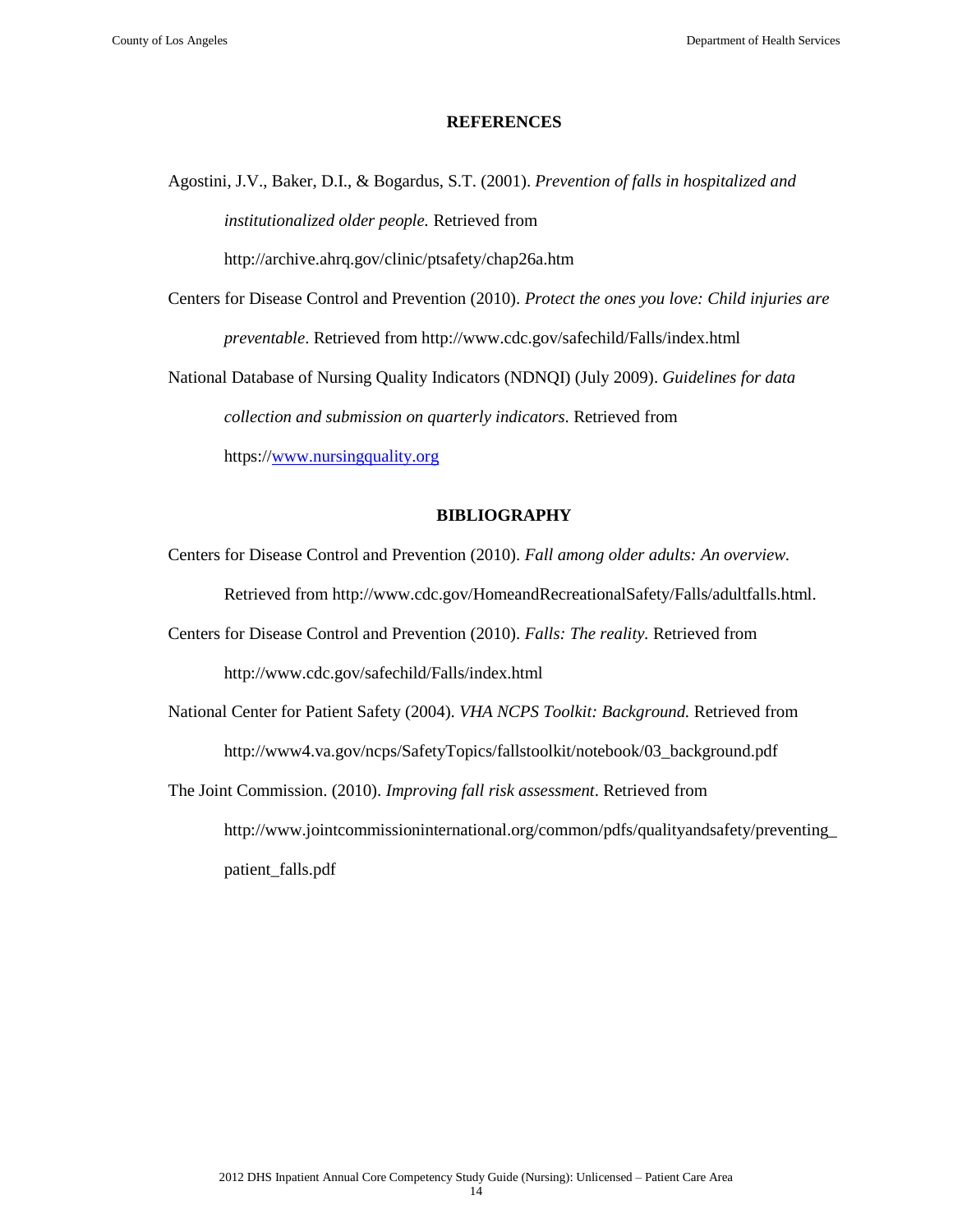## REFERENCES

Agostini, J.V., Baker, D.I., & Bogardus, S.T. (2001). *Prevention of falls in hospitalized and institutionalized older people.* Retrieved from http://archive.ahrq.gov/clinic/ptsafety/chap26a.htm

Centers for Disease Control and Prevention (2010). *Protect the ones you love: Child injuries are preventable*. Retrieved from http://www.cdc.gov/safechild/Falls/index.html

National Database of Nursing Quality Indicators (NDNQI) (July 2009). *Guidelines for data collection and submission on quarterly indicators*. Retrieved from https://www.nursingquality.org

## BIBLIOGRAPHY

Centers for Disease Control and Prevention (2010). *Fall among older adults: An overview.* Retrieved from http://www.cdc.gov/HomeandRecreationalSafety/Falls/adultfalls.html.

Centers for Disease Control and Prevention (2010). *Falls: The reality.* Retrieved from http://www.cdc.gov/safechild/Falls/index.html

National Center for Patient Safety (2004). *VHA NCPS Toolkit: Background.* Retrieved from http://www4.va.gov/ncps/SafetyTopics/fallstoolkit/notebook/03_background.pdf

The Joint Commission. (2010). *Improving fall risk assessment*. Retrieved from http://www.jointcommissioninternational.org/common/pdfs/qualityandsafety/preventing_patient_falls.pdf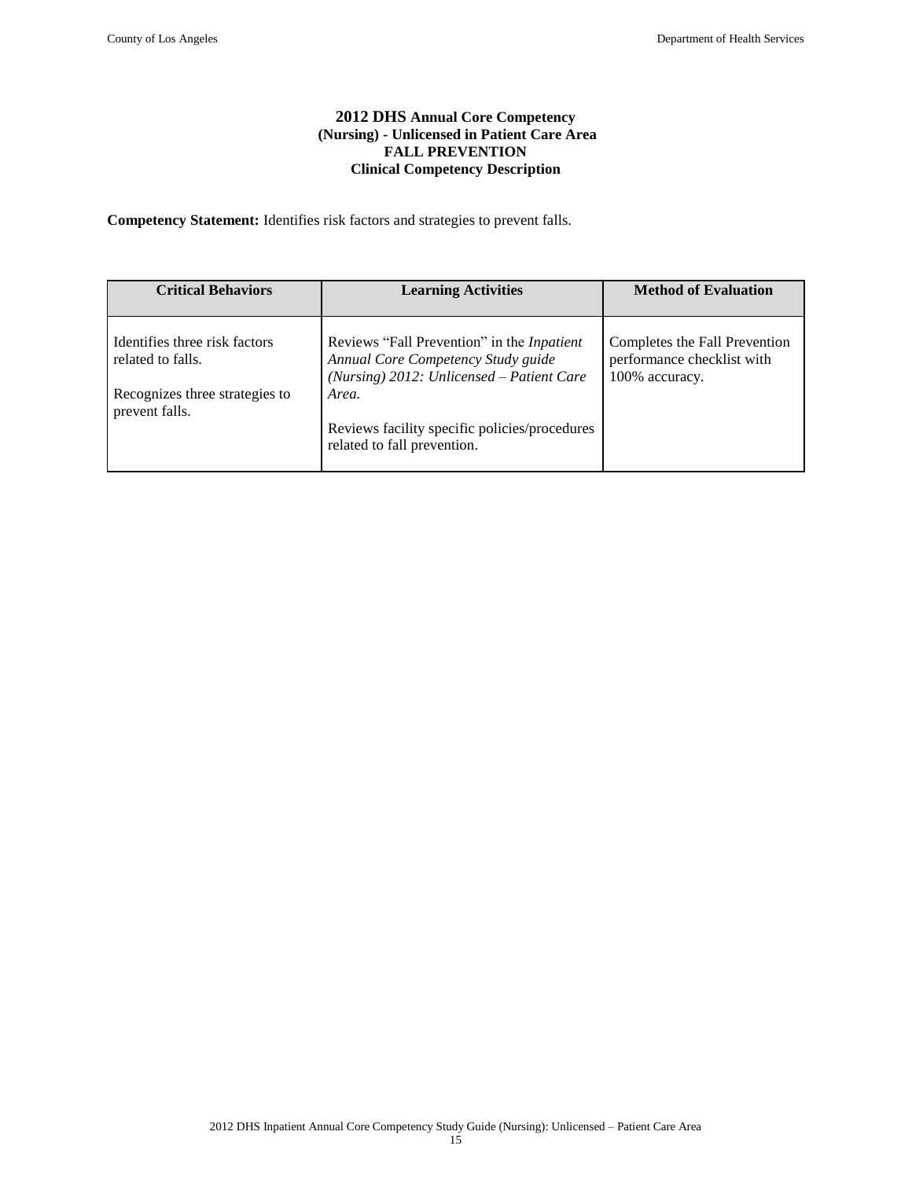# 2012 DHS Annual Core Competency (Nursing) - Unlicensed in Patient Care Area FALL PREVENTION Clinical Competency Description

**Competency Statement:** Identifies risk factors and strategies to prevent falls.

| Critical Behaviors | Learning Activities | Method of Evaluation |
|---|---|---|
| Identifies three risk factors related to falls.<br><br>Recognizes three strategies to prevent falls. | Reviews "Fall Prevention" in the *Inpatient Annual Core Competency Study guide (Nursing) 2012: Unlicensed – Patient Care Area.*<br><br>Reviews facility specific policies/procedures related to fall prevention. | Completes the Fall Prevention performance checklist with 100% accuracy. |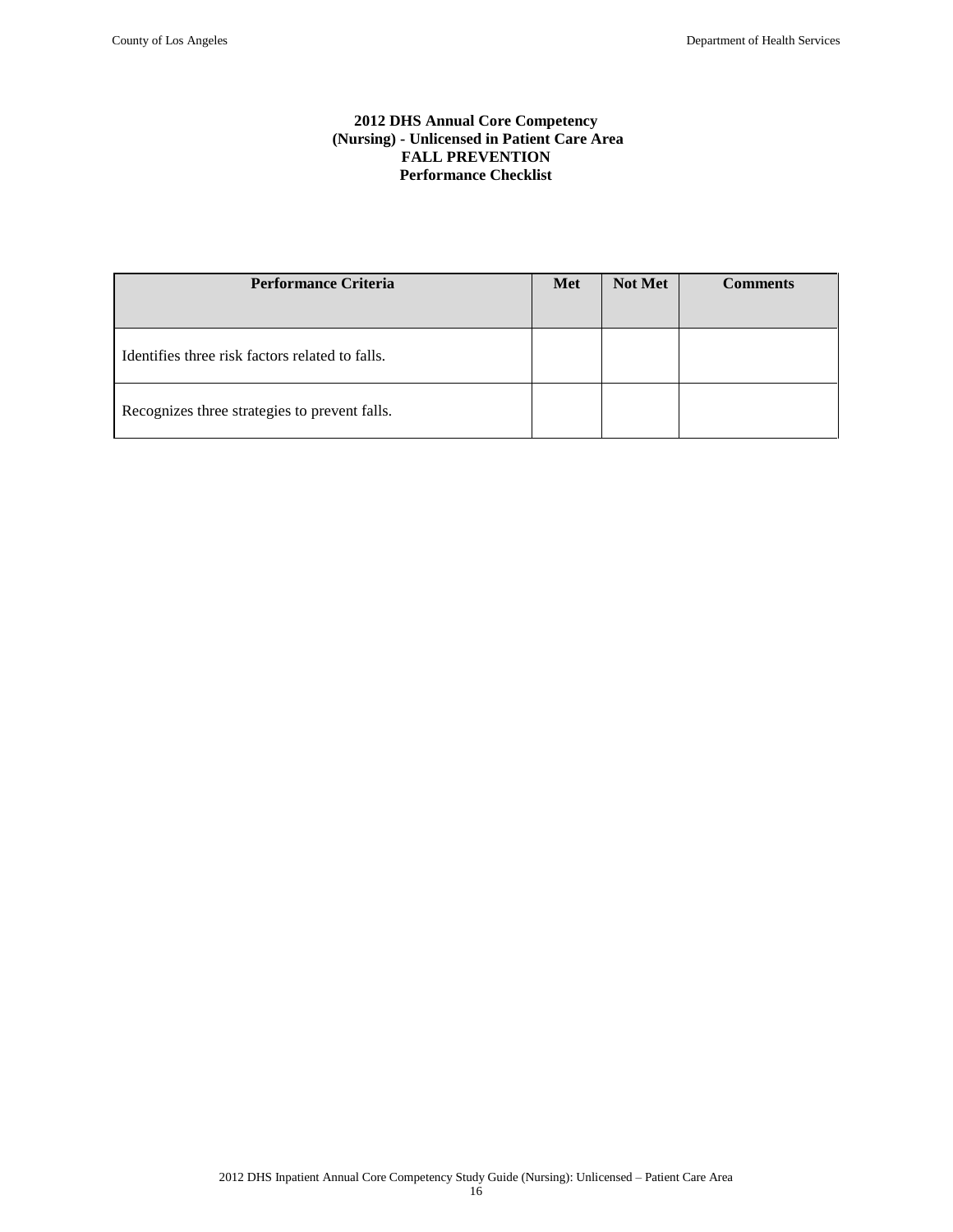**2012 DHS Annual Core Competency**
**(Nursing) - Unlicensed in Patient Care Area**
**FALL PREVENTION**
**Performance Checklist**

| Performance Criteria | Met | Not Met | Comments |
|---|---|---|---|
| Identifies three risk factors related to falls. | | | |
| Recognizes three strategies to prevent falls. | | | |